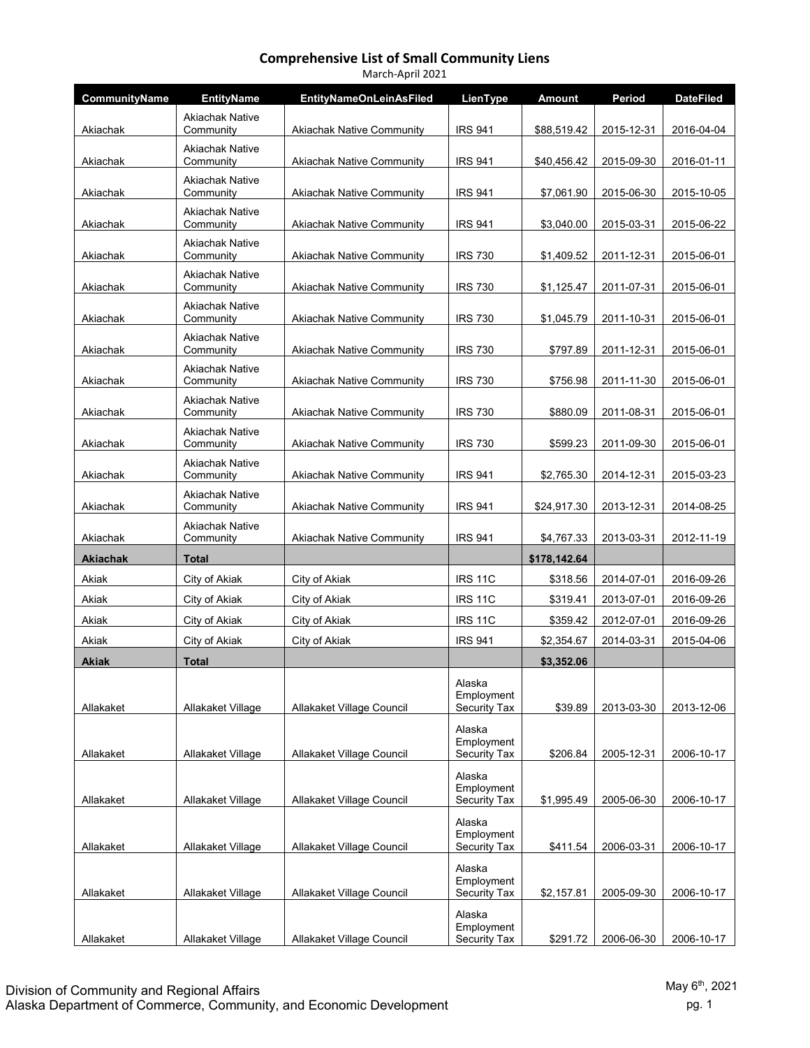# Comprehensive List of Small Community Liens

March-April 2021

| CommunityName | EntityName | EntityNameOnLeinAsFiled | LienType | Amount | Period | DateFiled |
|---|---|---|---|---|---|---|
| Akiachak | Akiachak Native Community | Akiachak Native Community | IRS 941 | $88,519.42 | 2015-12-31 | 2016-04-04 |
| Akiachak | Akiachak Native Community | Akiachak Native Community | IRS 941 | $40,456.42 | 2015-09-30 | 2016-01-11 |
| Akiachak | Akiachak Native Community | Akiachak Native Community | IRS 941 | $7,061.90 | 2015-06-30 | 2015-10-05 |
| Akiachak | Akiachak Native Community | Akiachak Native Community | IRS 941 | $3,040.00 | 2015-03-31 | 2015-06-22 |
| Akiachak | Akiachak Native Community | Akiachak Native Community | IRS 730 | $1,409.52 | 2011-12-31 | 2015-06-01 |
| Akiachak | Akiachak Native Community | Akiachak Native Community | IRS 730 | $1,125.47 | 2011-07-31 | 2015-06-01 |
| Akiachak | Akiachak Native Community | Akiachak Native Community | IRS 730 | $1,045.79 | 2011-10-31 | 2015-06-01 |
| Akiachak | Akiachak Native Community | Akiachak Native Community | IRS 730 | $797.89 | 2011-12-31 | 2015-06-01 |
| Akiachak | Akiachak Native Community | Akiachak Native Community | IRS 730 | $756.98 | 2011-11-30 | 2015-06-01 |
| Akiachak | Akiachak Native Community | Akiachak Native Community | IRS 730 | $880.09 | 2011-08-31 | 2015-06-01 |
| Akiachak | Akiachak Native Community | Akiachak Native Community | IRS 730 | $599.23 | 2011-09-30 | 2015-06-01 |
| Akiachak | Akiachak Native Community | Akiachak Native Community | IRS 941 | $2,765.30 | 2014-12-31 | 2015-03-23 |
| Akiachak | Akiachak Native Community | Akiachak Native Community | IRS 941 | $24,917.30 | 2013-12-31 | 2014-08-25 |
| Akiachak | Akiachak Native Community | Akiachak Native Community | IRS 941 | $4,767.33 | 2013-03-31 | 2012-11-19 |
| **Akiachak** | **Total** | | | **$178,142.64** | | |
| Akiak | City of Akiak | City of Akiak | IRS 11C | $318.56 | 2014-07-01 | 2016-09-26 |
| Akiak | City of Akiak | City of Akiak | IRS 11C | $319.41 | 2013-07-01 | 2016-09-26 |
| Akiak | City of Akiak | City of Akiak | IRS 11C | $359.42 | 2012-07-01 | 2016-09-26 |
| Akiak | City of Akiak | City of Akiak | IRS 941 | $2,354.67 | 2014-03-31 | 2015-04-06 |
| **Akiak** | **Total** | | | **$3,352.06** | | |
| Allakaket | Allakaket Village | Allakaket Village Council | Alaska Employment Security Tax | $39.89 | 2013-03-30 | 2013-12-06 |
| Allakaket | Allakaket Village | Allakaket Village Council | Alaska Employment Security Tax | $206.84 | 2005-12-31 | 2006-10-17 |
| Allakaket | Allakaket Village | Allakaket Village Council | Alaska Employment Security Tax | $1,995.49 | 2005-06-30 | 2006-10-17 |
| Allakaket | Allakaket Village | Allakaket Village Council | Alaska Employment Security Tax | $411.54 | 2006-03-31 | 2006-10-17 |
| Allakaket | Allakaket Village | Allakaket Village Council | Alaska Employment Security Tax | $2,157.81 | 2005-09-30 | 2006-10-17 |
| Allakaket | Allakaket Village | Allakaket Village Council | Alaska Employment Security Tax | $291.72 | 2006-06-30 | 2006-10-17 |

Division of Community and Regional Affairs
Alaska Department of Commerce, Community, and Economic Development

May 6th, 2021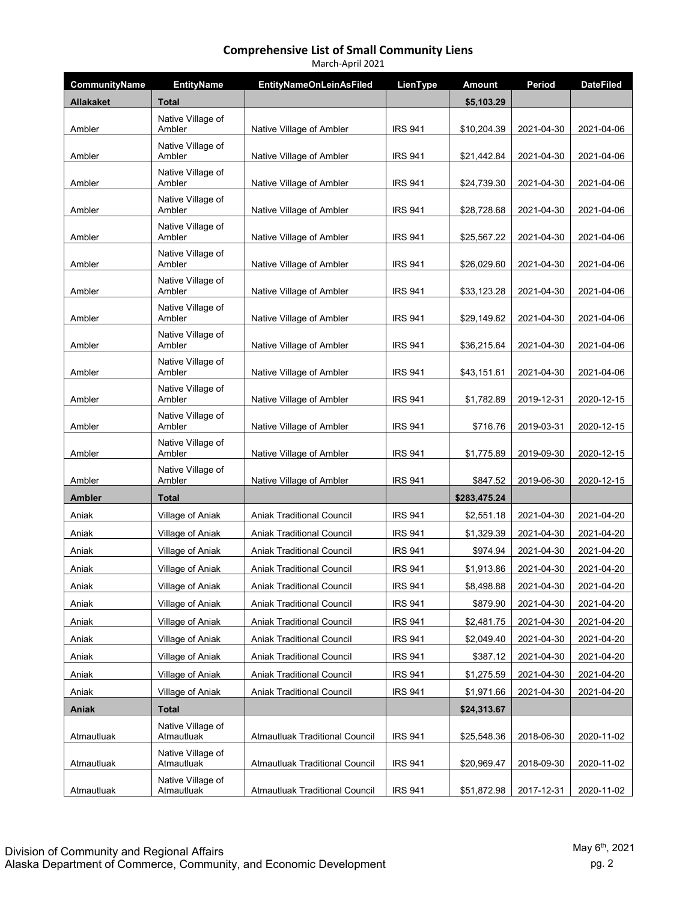# Comprehensive List of Small Community Liens

March-April 2021

| CommunityName | EntityName | EntityNameOnLeinAsFiled | LienType | Amount | Period | DateFiled |
|---|---|---|---|---|---|---|
| **Allakaket** | **Total** | | | **$5,103.29** | | |
| Ambler | Native Village of Ambler | Native Village of Ambler | IRS 941 | $10,204.39 | 2021-04-30 | 2021-04-06 |
| Ambler | Native Village of Ambler | Native Village of Ambler | IRS 941 | $21,442.84 | 2021-04-30 | 2021-04-06 |
| Ambler | Native Village of Ambler | Native Village of Ambler | IRS 941 | $24,739.30 | 2021-04-30 | 2021-04-06 |
| Ambler | Native Village of Ambler | Native Village of Ambler | IRS 941 | $28,728.68 | 2021-04-30 | 2021-04-06 |
| Ambler | Native Village of Ambler | Native Village of Ambler | IRS 941 | $25,567.22 | 2021-04-30 | 2021-04-06 |
| Ambler | Native Village of Ambler | Native Village of Ambler | IRS 941 | $26,029.60 | 2021-04-30 | 2021-04-06 |
| Ambler | Native Village of Ambler | Native Village of Ambler | IRS 941 | $33,123.28 | 2021-04-30 | 2021-04-06 |
| Ambler | Native Village of Ambler | Native Village of Ambler | IRS 941 | $29,149.62 | 2021-04-30 | 2021-04-06 |
| Ambler | Native Village of Ambler | Native Village of Ambler | IRS 941 | $36,215.64 | 2021-04-30 | 2021-04-06 |
| Ambler | Native Village of Ambler | Native Village of Ambler | IRS 941 | $43,151.61 | 2021-04-30 | 2021-04-06 |
| Ambler | Native Village of Ambler | Native Village of Ambler | IRS 941 | $1,782.89 | 2019-12-31 | 2020-12-15 |
| Ambler | Native Village of Ambler | Native Village of Ambler | IRS 941 | $716.76 | 2019-03-31 | 2020-12-15 |
| Ambler | Native Village of Ambler | Native Village of Ambler | IRS 941 | $1,775.89 | 2019-09-30 | 2020-12-15 |
| Ambler | Native Village of Ambler | Native Village of Ambler | IRS 941 | $847.52 | 2019-06-30 | 2020-12-15 |
| **Ambler** | **Total** | | | **$283,475.24** | | |
| Aniak | Village of Aniak | Aniak Traditional Council | IRS 941 | $2,551.18 | 2021-04-30 | 2021-04-20 |
| Aniak | Village of Aniak | Aniak Traditional Council | IRS 941 | $1,329.39 | 2021-04-30 | 2021-04-20 |
| Aniak | Village of Aniak | Aniak Traditional Council | IRS 941 | $974.94 | 2021-04-30 | 2021-04-20 |
| Aniak | Village of Aniak | Aniak Traditional Council | IRS 941 | $1,913.86 | 2021-04-30 | 2021-04-20 |
| Aniak | Village of Aniak | Aniak Traditional Council | IRS 941 | $8,498.88 | 2021-04-30 | 2021-04-20 |
| Aniak | Village of Aniak | Aniak Traditional Council | IRS 941 | $879.90 | 2021-04-30 | 2021-04-20 |
| Aniak | Village of Aniak | Aniak Traditional Council | IRS 941 | $2,481.75 | 2021-04-30 | 2021-04-20 |
| Aniak | Village of Aniak | Aniak Traditional Council | IRS 941 | $2,049.40 | 2021-04-30 | 2021-04-20 |
| Aniak | Village of Aniak | Aniak Traditional Council | IRS 941 | $387.12 | 2021-04-30 | 2021-04-20 |
| Aniak | Village of Aniak | Aniak Traditional Council | IRS 941 | $1,275.59 | 2021-04-30 | 2021-04-20 |
| Aniak | Village of Aniak | Aniak Traditional Council | IRS 941 | $1,971.66 | 2021-04-30 | 2021-04-20 |
| **Aniak** | **Total** | | | **$24,313.67** | | |
| Atmautluak | Native Village of Atmautluak | Atmautluak Traditional Council | IRS 941 | $25,548.36 | 2018-06-30 | 2020-11-02 |
| Atmautluak | Native Village of Atmautluak | Atmautluak Traditional Council | IRS 941 | $20,969.47 | 2018-09-30 | 2020-11-02 |
| Atmautluak | Native Village of Atmautluak | Atmautluak Traditional Council | IRS 941 | $51,872.98 | 2017-12-31 | 2020-11-02 |

Division of Community and Regional Affairs
Alaska Department of Commerce, Community, and Economic Development

May 6th, 2021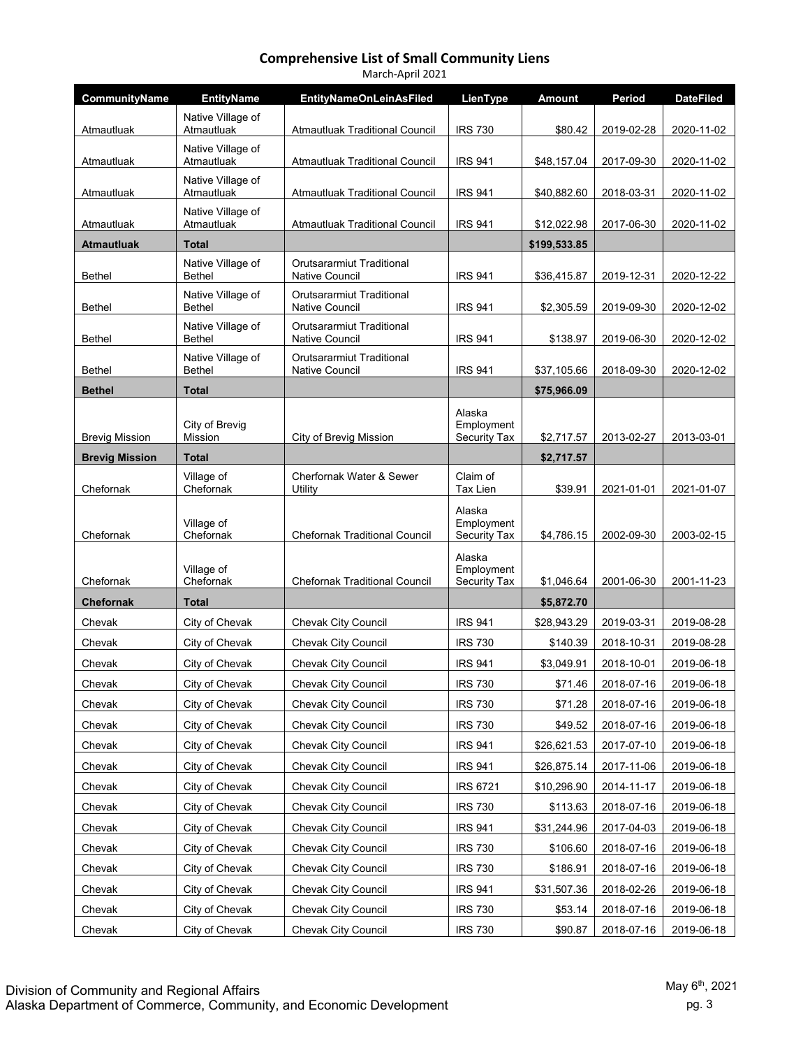# Comprehensive List of Small Community Liens

March-April 2021

| CommunityName | EntityName | EntityNameOnLeinAsFiled | LienType | Amount | Period | DateFiled |
|---|---|---|---|---|---|---|
| Atmautluak | Native Village of Atmautluak | Atmautluak Traditional Council | IRS 730 | $80.42 | 2019-02-28 | 2020-11-02 |
| Atmautluak | Native Village of Atmautluak | Atmautluak Traditional Council | IRS 941 | $48,157.04 | 2017-09-30 | 2020-11-02 |
| Atmautluak | Native Village of Atmautluak | Atmautluak Traditional Council | IRS 941 | $40,882.60 | 2018-03-31 | 2020-11-02 |
| Atmautluak | Native Village of Atmautluak | Atmautluak Traditional Council | IRS 941 | $12,022.98 | 2017-06-30 | 2020-11-02 |
| **Atmautluak** | **Total** | | | **$199,533.85** | | |
| Bethel | Native Village of Bethel | Orutsararmiut Traditional Native Council | IRS 941 | $36,415.87 | 2019-12-31 | 2020-12-22 |
| Bethel | Native Village of Bethel | Orutsararmiut Traditional Native Council | IRS 941 | $2,305.59 | 2019-09-30 | 2020-12-02 |
| Bethel | Native Village of Bethel | Orutsararmiut Traditional Native Council | IRS 941 | $138.97 | 2019-06-30 | 2020-12-02 |
| Bethel | Native Village of Bethel | Orutsararmiut Traditional Native Council | IRS 941 | $37,105.66 | 2018-09-30 | 2020-12-02 |
| **Bethel** | **Total** | | | **$75,966.09** | | |
| Brevig Mission | City of Brevig Mission | City of Brevig Mission | Alaska Employment Security Tax | $2,717.57 | 2013-02-27 | 2013-03-01 |
| **Brevig Mission** | **Total** | | | **$2,717.57** | | |
| Chefornak | Village of Chefornak | Cherfornak Water & Sewer Utility | Claim of Tax Lien | $39.91 | 2021-01-01 | 2021-01-07 |
| Chefornak | Village of Chefornak | Chefornak Traditional Council | Alaska Employment Security Tax | $4,786.15 | 2002-09-30 | 2003-02-15 |
| Chefornak | Village of Chefornak | Chefornak Traditional Council | Alaska Employment Security Tax | $1,046.64 | 2001-06-30 | 2001-11-23 |
| **Chefornak** | **Total** | | | **$5,872.70** | | |
| Chevak | City of Chevak | Chevak City Council | IRS 941 | $28,943.29 | 2019-03-31 | 2019-08-28 |
| Chevak | City of Chevak | Chevak City Council | IRS 730 | $140.39 | 2018-10-31 | 2019-08-28 |
| Chevak | City of Chevak | Chevak City Council | IRS 941 | $3,049.91 | 2018-10-01 | 2019-06-18 |
| Chevak | City of Chevak | Chevak City Council | IRS 730 | $71.46 | 2018-07-16 | 2019-06-18 |
| Chevak | City of Chevak | Chevak City Council | IRS 730 | $71.28 | 2018-07-16 | 2019-06-18 |
| Chevak | City of Chevak | Chevak City Council | IRS 730 | $49.52 | 2018-07-16 | 2019-06-18 |
| Chevak | City of Chevak | Chevak City Council | IRS 941 | $26,621.53 | 2017-07-10 | 2019-06-18 |
| Chevak | City of Chevak | Chevak City Council | IRS 941 | $26,875.14 | 2017-11-06 | 2019-06-18 |
| Chevak | City of Chevak | Chevak City Council | IRS 6721 | $10,296.90 | 2014-11-17 | 2019-06-18 |
| Chevak | City of Chevak | Chevak City Council | IRS 730 | $113.63 | 2018-07-16 | 2019-06-18 |
| Chevak | City of Chevak | Chevak City Council | IRS 941 | $31,244.96 | 2017-04-03 | 2019-06-18 |
| Chevak | City of Chevak | Chevak City Council | IRS 730 | $106.60 | 2018-07-16 | 2019-06-18 |
| Chevak | City of Chevak | Chevak City Council | IRS 730 | $186.91 | 2018-07-16 | 2019-06-18 |
| Chevak | City of Chevak | Chevak City Council | IRS 941 | $31,507.36 | 2018-02-26 | 2019-06-18 |
| Chevak | City of Chevak | Chevak City Council | IRS 730 | $53.14 | 2018-07-16 | 2019-06-18 |
| Chevak | City of Chevak | Chevak City Council | IRS 730 | $90.87 | 2018-07-16 | 2019-06-18 |

Division of Community and Regional Affairs
Alaska Department of Commerce, Community, and Economic Development

May 6th, 2021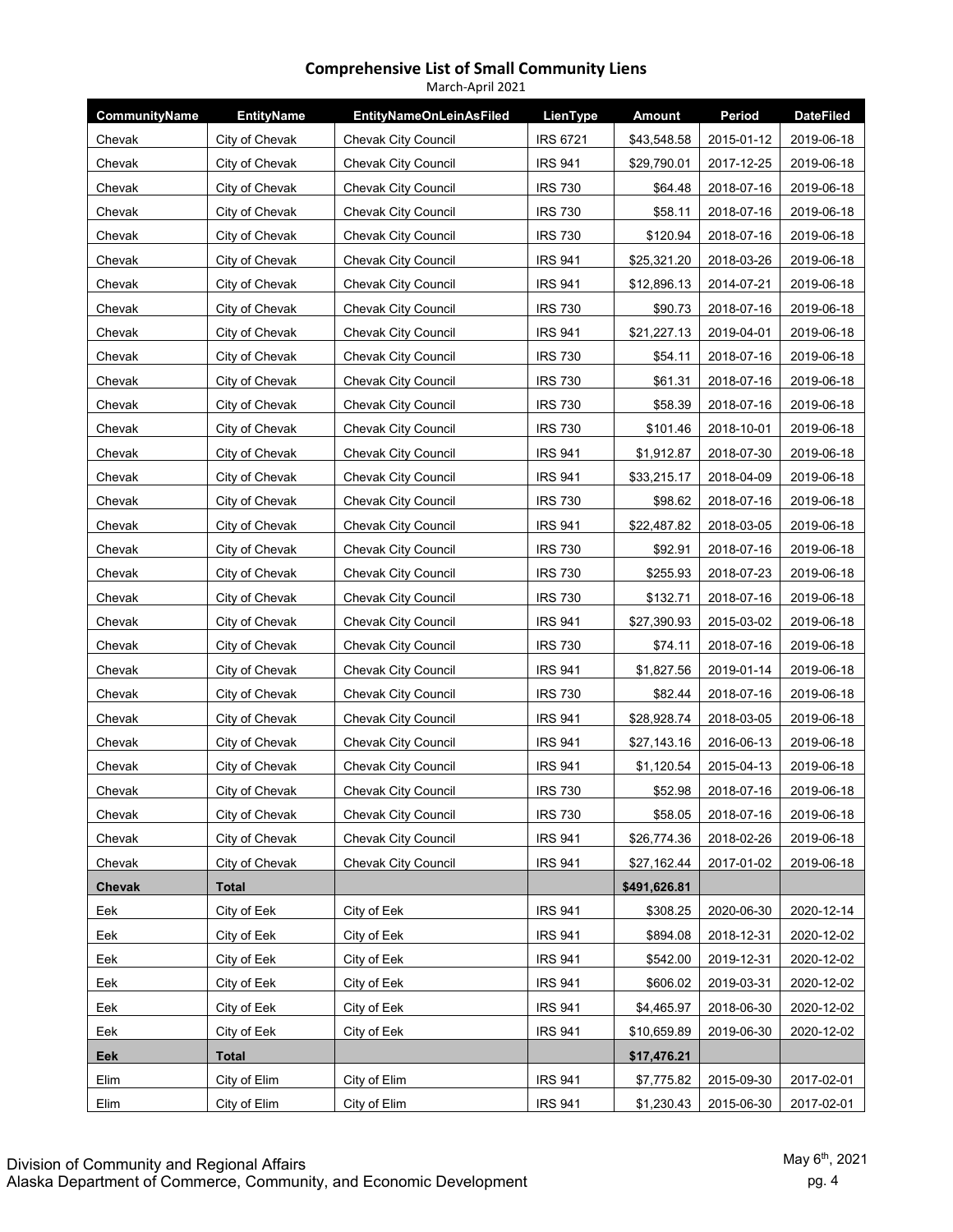# Comprehensive List of Small Community Liens

March-April 2021

| CommunityName | EntityName | EntityNameOnLeinAsFiled | LienType | Amount | Period | DateFiled |
|---|---|---|---|---|---|---|
| Chevak | City of Chevak | Chevak City Council | IRS 6721 | $43,548.58 | 2015-01-12 | 2019-06-18 |
| Chevak | City of Chevak | Chevak City Council | IRS 941 | $29,790.01 | 2017-12-25 | 2019-06-18 |
| Chevak | City of Chevak | Chevak City Council | IRS 730 | $64.48 | 2018-07-16 | 2019-06-18 |
| Chevak | City of Chevak | Chevak City Council | IRS 730 | $58.11 | 2018-07-16 | 2019-06-18 |
| Chevak | City of Chevak | Chevak City Council | IRS 730 | $120.94 | 2018-07-16 | 2019-06-18 |
| Chevak | City of Chevak | Chevak City Council | IRS 941 | $25,321.20 | 2018-03-26 | 2019-06-18 |
| Chevak | City of Chevak | Chevak City Council | IRS 941 | $12,896.13 | 2014-07-21 | 2019-06-18 |
| Chevak | City of Chevak | Chevak City Council | IRS 730 | $90.73 | 2018-07-16 | 2019-06-18 |
| Chevak | City of Chevak | Chevak City Council | IRS 941 | $21,227.13 | 2019-04-01 | 2019-06-18 |
| Chevak | City of Chevak | Chevak City Council | IRS 730 | $54.11 | 2018-07-16 | 2019-06-18 |
| Chevak | City of Chevak | Chevak City Council | IRS 730 | $61.31 | 2018-07-16 | 2019-06-18 |
| Chevak | City of Chevak | Chevak City Council | IRS 730 | $58.39 | 2018-07-16 | 2019-06-18 |
| Chevak | City of Chevak | Chevak City Council | IRS 730 | $101.46 | 2018-10-01 | 2019-06-18 |
| Chevak | City of Chevak | Chevak City Council | IRS 941 | $1,912.87 | 2018-07-30 | 2019-06-18 |
| Chevak | City of Chevak | Chevak City Council | IRS 941 | $33,215.17 | 2018-04-09 | 2019-06-18 |
| Chevak | City of Chevak | Chevak City Council | IRS 730 | $98.62 | 2018-07-16 | 2019-06-18 |
| Chevak | City of Chevak | Chevak City Council | IRS 941 | $22,487.82 | 2018-03-05 | 2019-06-18 |
| Chevak | City of Chevak | Chevak City Council | IRS 730 | $92.91 | 2018-07-16 | 2019-06-18 |
| Chevak | City of Chevak | Chevak City Council | IRS 730 | $255.93 | 2018-07-23 | 2019-06-18 |
| Chevak | City of Chevak | Chevak City Council | IRS 730 | $132.71 | 2018-07-16 | 2019-06-18 |
| Chevak | City of Chevak | Chevak City Council | IRS 941 | $27,390.93 | 2015-03-02 | 2019-06-18 |
| Chevak | City of Chevak | Chevak City Council | IRS 730 | $74.11 | 2018-07-16 | 2019-06-18 |
| Chevak | City of Chevak | Chevak City Council | IRS 941 | $1,827.56 | 2019-01-14 | 2019-06-18 |
| Chevak | City of Chevak | Chevak City Council | IRS 730 | $82.44 | 2018-07-16 | 2019-06-18 |
| Chevak | City of Chevak | Chevak City Council | IRS 941 | $28,928.74 | 2018-03-05 | 2019-06-18 |
| Chevak | City of Chevak | Chevak City Council | IRS 941 | $27,143.16 | 2016-06-13 | 2019-06-18 |
| Chevak | City of Chevak | Chevak City Council | IRS 941 | $1,120.54 | 2015-04-13 | 2019-06-18 |
| Chevak | City of Chevak | Chevak City Council | IRS 730 | $52.98 | 2018-07-16 | 2019-06-18 |
| Chevak | City of Chevak | Chevak City Council | IRS 730 | $58.05 | 2018-07-16 | 2019-06-18 |
| Chevak | City of Chevak | Chevak City Council | IRS 941 | $26,774.36 | 2018-02-26 | 2019-06-18 |
| Chevak | City of Chevak | Chevak City Council | IRS 941 | $27,162.44 | 2017-01-02 | 2019-06-18 |
| **Chevak** | **Total** | | | **$491,626.81** | | |
| Eek | City of Eek | City of Eek | IRS 941 | $308.25 | 2020-06-30 | 2020-12-14 |
| Eek | City of Eek | City of Eek | IRS 941 | $894.08 | 2018-12-31 | 2020-12-02 |
| Eek | City of Eek | City of Eek | IRS 941 | $542.00 | 2019-12-31 | 2020-12-02 |
| Eek | City of Eek | City of Eek | IRS 941 | $606.02 | 2019-03-31 | 2020-12-02 |
| Eek | City of Eek | City of Eek | IRS 941 | $4,465.97 | 2018-06-30 | 2020-12-02 |
| Eek | City of Eek | City of Eek | IRS 941 | $10,659.89 | 2019-06-30 | 2020-12-02 |
| **Eek** | **Total** | | | **$17,476.21** | | |
| Elim | City of Elim | City of Elim | IRS 941 | $7,775.82 | 2015-09-30 | 2017-02-01 |
| Elim | City of Elim | City of Elim | IRS 941 | $1,230.43 | 2015-06-30 | 2017-02-01 |

Division of Community and Regional Affairs
Alaska Department of Commerce, Community, and Economic Development

May 6th, 2021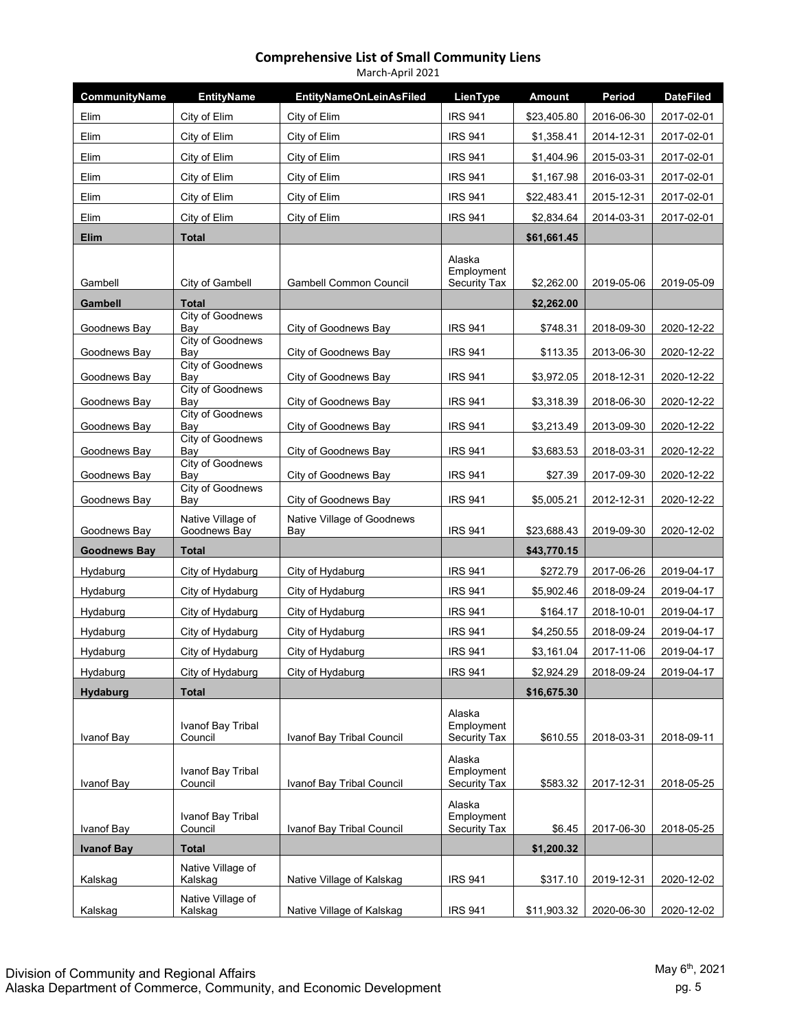# Comprehensive List of Small Community Liens

March-April 2021

| CommunityName | EntityName | EntityNameOnLeinAsFiled | LienType | Amount | Period | DateFiled |
|---|---|---|---|---|---|---|
| Elim | City of Elim | City of Elim | IRS 941 | $23,405.80 | 2016-06-30 | 2017-02-01 |
| Elim | City of Elim | City of Elim | IRS 941 | $1,358.41 | 2014-12-31 | 2017-02-01 |
| Elim | City of Elim | City of Elim | IRS 941 | $1,404.96 | 2015-03-31 | 2017-02-01 |
| Elim | City of Elim | City of Elim | IRS 941 | $1,167.98 | 2016-03-31 | 2017-02-01 |
| Elim | City of Elim | City of Elim | IRS 941 | $22,483.41 | 2015-12-31 | 2017-02-01 |
| Elim | City of Elim | City of Elim | IRS 941 | $2,834.64 | 2014-03-31 | 2017-02-01 |
| **Elim** | **Total** | | | **$61,661.45** | | |
| Gambell | City of Gambell | Gambell Common Council | Alaska Employment Security Tax | $2,262.00 | 2019-05-06 | 2019-05-09 |
| **Gambell** | **Total** | | | **$2,262.00** | | |
| Goodnews Bay | City of Goodnews Bay | City of Goodnews Bay | IRS 941 | $748.31 | 2018-09-30 | 2020-12-22 |
| Goodnews Bay | City of Goodnews Bay | City of Goodnews Bay | IRS 941 | $113.35 | 2013-06-30 | 2020-12-22 |
| Goodnews Bay | City of Goodnews Bay | City of Goodnews Bay | IRS 941 | $3,972.05 | 2018-12-31 | 2020-12-22 |
| Goodnews Bay | City of Goodnews Bay | City of Goodnews Bay | IRS 941 | $3,318.39 | 2018-06-30 | 2020-12-22 |
| Goodnews Bay | City of Goodnews Bay | City of Goodnews Bay | IRS 941 | $3,213.49 | 2013-09-30 | 2020-12-22 |
| Goodnews Bay | City of Goodnews Bay | City of Goodnews Bay | IRS 941 | $3,683.53 | 2018-03-31 | 2020-12-22 |
| Goodnews Bay | City of Goodnews Bay | City of Goodnews Bay | IRS 941 | $27.39 | 2017-09-30 | 2020-12-22 |
| Goodnews Bay | City of Goodnews Bay | City of Goodnews Bay | IRS 941 | $5,005.21 | 2012-12-31 | 2020-12-22 |
| Goodnews Bay | Native Village of Goodnews Bay | Native Village of Goodnews Bay | IRS 941 | $23,688.43 | 2019-09-30 | 2020-12-02 |
| **Goodnews Bay** | **Total** | | | **$43,770.15** | | |
| Hydaburg | City of Hydaburg | City of Hydaburg | IRS 941 | $272.79 | 2017-06-26 | 2019-04-17 |
| Hydaburg | City of Hydaburg | City of Hydaburg | IRS 941 | $5,902.46 | 2018-09-24 | 2019-04-17 |
| Hydaburg | City of Hydaburg | City of Hydaburg | IRS 941 | $164.17 | 2018-10-01 | 2019-04-17 |
| Hydaburg | City of Hydaburg | City of Hydaburg | IRS 941 | $4,250.55 | 2018-09-24 | 2019-04-17 |
| Hydaburg | City of Hydaburg | City of Hydaburg | IRS 941 | $3,161.04 | 2017-11-06 | 2019-04-17 |
| Hydaburg | City of Hydaburg | City of Hydaburg | IRS 941 | $2,924.29 | 2018-09-24 | 2019-04-17 |
| **Hydaburg** | **Total** | | | **$16,675.30** | | |
| Ivanof Bay | Ivanof Bay Tribal Council | Ivanof Bay Tribal Council | Alaska Employment Security Tax | $610.55 | 2018-03-31 | 2018-09-11 |
| Ivanof Bay | Ivanof Bay Tribal Council | Ivanof Bay Tribal Council | Alaska Employment Security Tax | $583.32 | 2017-12-31 | 2018-05-25 |
| Ivanof Bay | Ivanof Bay Tribal Council | Ivanof Bay Tribal Council | Alaska Employment Security Tax | $6.45 | 2017-06-30 | 2018-05-25 |
| **Ivanof Bay** | **Total** | | | **$1,200.32** | | |
| Kalskag | Native Village of Kalskag | Native Village of Kalskag | IRS 941 | $317.10 | 2019-12-31 | 2020-12-02 |
| Kalskag | Native Village of Kalskag | Native Village of Kalskag | IRS 941 | $11,903.32 | 2020-06-30 | 2020-12-02 |

Division of Community and Regional Affairs
Alaska Department of Commerce, Community, and Economic Development

May 6th, 2021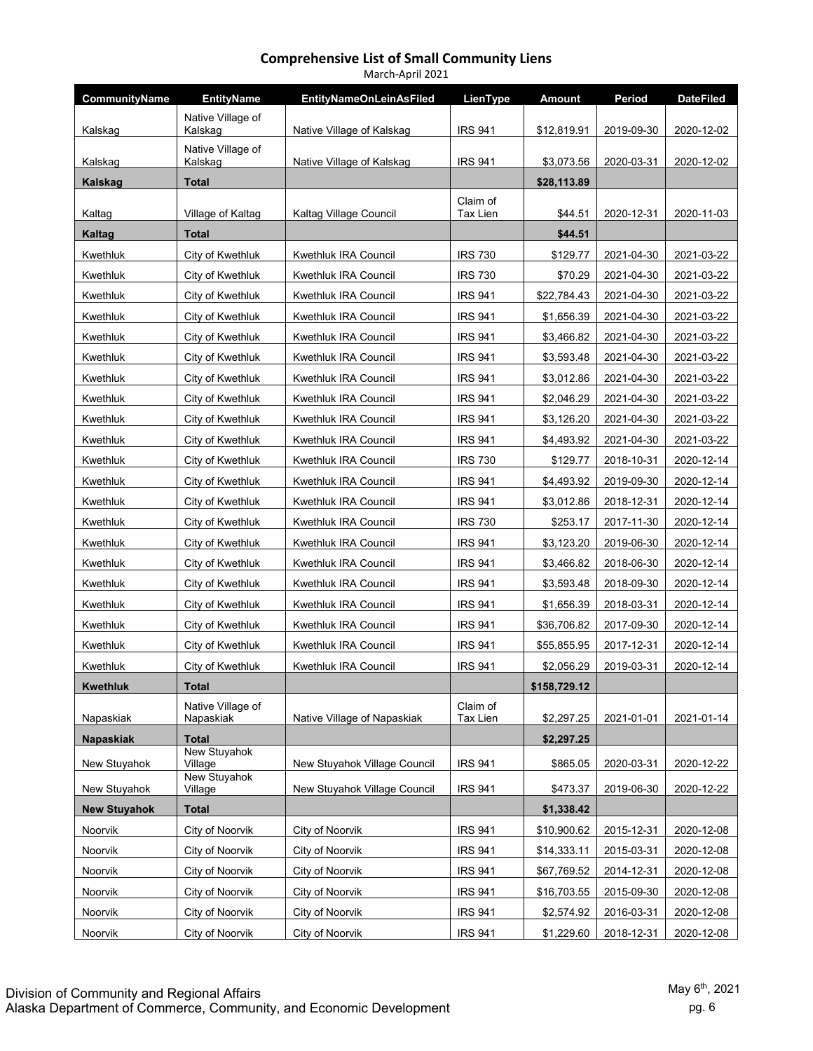# Comprehensive List of Small Community Liens

March-April 2021

| CommunityName | EntityName | EntityNameOnLeinAsFiled | LienType | Amount | Period | DateFiled |
|---|---|---|---|---|---|---|
| Kalskag | Native Village of Kalskag | Native Village of Kalskag | IRS 941 | $12,819.91 | 2019-09-30 | 2020-12-02 |
| Kalskag | Native Village of Kalskag | Native Village of Kalskag | IRS 941 | $3,073.56 | 2020-03-31 | 2020-12-02 |
| **Kalskag** | **Total** | | | **$28,113.89** | | |
| Kaltag | Village of Kaltag | Kaltag Village Council | Claim of Tax Lien | $44.51 | 2020-12-31 | 2020-11-03 |
| **Kaltag** | **Total** | | | **$44.51** | | |
| Kwethluk | City of Kwethluk | Kwethluk IRA Council | IRS 730 | $129.77 | 2021-04-30 | 2021-03-22 |
| Kwethluk | City of Kwethluk | Kwethluk IRA Council | IRS 730 | $70.29 | 2021-04-30 | 2021-03-22 |
| Kwethluk | City of Kwethluk | Kwethluk IRA Council | IRS 941 | $22,784.43 | 2021-04-30 | 2021-03-22 |
| Kwethluk | City of Kwethluk | Kwethluk IRA Council | IRS 941 | $1,656.39 | 2021-04-30 | 2021-03-22 |
| Kwethluk | City of Kwethluk | Kwethluk IRA Council | IRS 941 | $3,466.82 | 2021-04-30 | 2021-03-22 |
| Kwethluk | City of Kwethluk | Kwethluk IRA Council | IRS 941 | $3,593.48 | 2021-04-30 | 2021-03-22 |
| Kwethluk | City of Kwethluk | Kwethluk IRA Council | IRS 941 | $3,012.86 | 2021-04-30 | 2021-03-22 |
| Kwethluk | City of Kwethluk | Kwethluk IRA Council | IRS 941 | $2,046.29 | 2021-04-30 | 2021-03-22 |
| Kwethluk | City of Kwethluk | Kwethluk IRA Council | IRS 941 | $3,126.20 | 2021-04-30 | 2021-03-22 |
| Kwethluk | City of Kwethluk | Kwethluk IRA Council | IRS 941 | $4,493.92 | 2021-04-30 | 2021-03-22 |
| Kwethluk | City of Kwethluk | Kwethluk IRA Council | IRS 730 | $129.77 | 2018-10-31 | 2020-12-14 |
| Kwethluk | City of Kwethluk | Kwethluk IRA Council | IRS 941 | $4,493.92 | 2019-09-30 | 2020-12-14 |
| Kwethluk | City of Kwethluk | Kwethluk IRA Council | IRS 941 | $3,012.86 | 2018-12-31 | 2020-12-14 |
| Kwethluk | City of Kwethluk | Kwethluk IRA Council | IRS 730 | $253.17 | 2017-11-30 | 2020-12-14 |
| Kwethluk | City of Kwethluk | Kwethluk IRA Council | IRS 941 | $3,123.20 | 2019-06-30 | 2020-12-14 |
| Kwethluk | City of Kwethluk | Kwethluk IRA Council | IRS 941 | $3,466.82 | 2018-06-30 | 2020-12-14 |
| Kwethluk | City of Kwethluk | Kwethluk IRA Council | IRS 941 | $3,593.48 | 2018-09-30 | 2020-12-14 |
| Kwethluk | City of Kwethluk | Kwethluk IRA Council | IRS 941 | $1,656.39 | 2018-03-31 | 2020-12-14 |
| Kwethluk | City of Kwethluk | Kwethluk IRA Council | IRS 941 | $36,706.82 | 2017-09-30 | 2020-12-14 |
| Kwethluk | City of Kwethluk | Kwethluk IRA Council | IRS 941 | $55,855.95 | 2017-12-31 | 2020-12-14 |
| Kwethluk | City of Kwethluk | Kwethluk IRA Council | IRS 941 | $2,056.29 | 2019-03-31 | 2020-12-14 |
| **Kwethluk** | **Total** | | | **$158,729.12** | | |
| Napaskiak | Native Village of Napaskiak | Native Village of Napaskiak | Claim of Tax Lien | $2,297.25 | 2021-01-01 | 2021-01-14 |
| **Napaskiak** | **Total** | | | **$2,297.25** | | |
| New Stuyahok | New Stuyahok Village | New Stuyahok Village Council | IRS 941 | $865.05 | 2020-03-31 | 2020-12-22 |
| New Stuyahok | New Stuyahok Village | New Stuyahok Village Council | IRS 941 | $473.37 | 2019-06-30 | 2020-12-22 |
| **New Stuyahok** | **Total** | | | **$1,338.42** | | |
| Noorvik | City of Noorvik | City of Noorvik | IRS 941 | $10,900.62 | 2015-12-31 | 2020-12-08 |
| Noorvik | City of Noorvik | City of Noorvik | IRS 941 | $14,333.11 | 2015-03-31 | 2020-12-08 |
| Noorvik | City of Noorvik | City of Noorvik | IRS 941 | $67,769.52 | 2014-12-31 | 2020-12-08 |
| Noorvik | City of Noorvik | City of Noorvik | IRS 941 | $16,703.55 | 2015-09-30 | 2020-12-08 |
| Noorvik | City of Noorvik | City of Noorvik | IRS 941 | $2,574.92 | 2016-03-31 | 2020-12-08 |
| Noorvik | City of Noorvik | City of Noorvik | IRS 941 | $1,229.60 | 2018-12-31 | 2020-12-08 |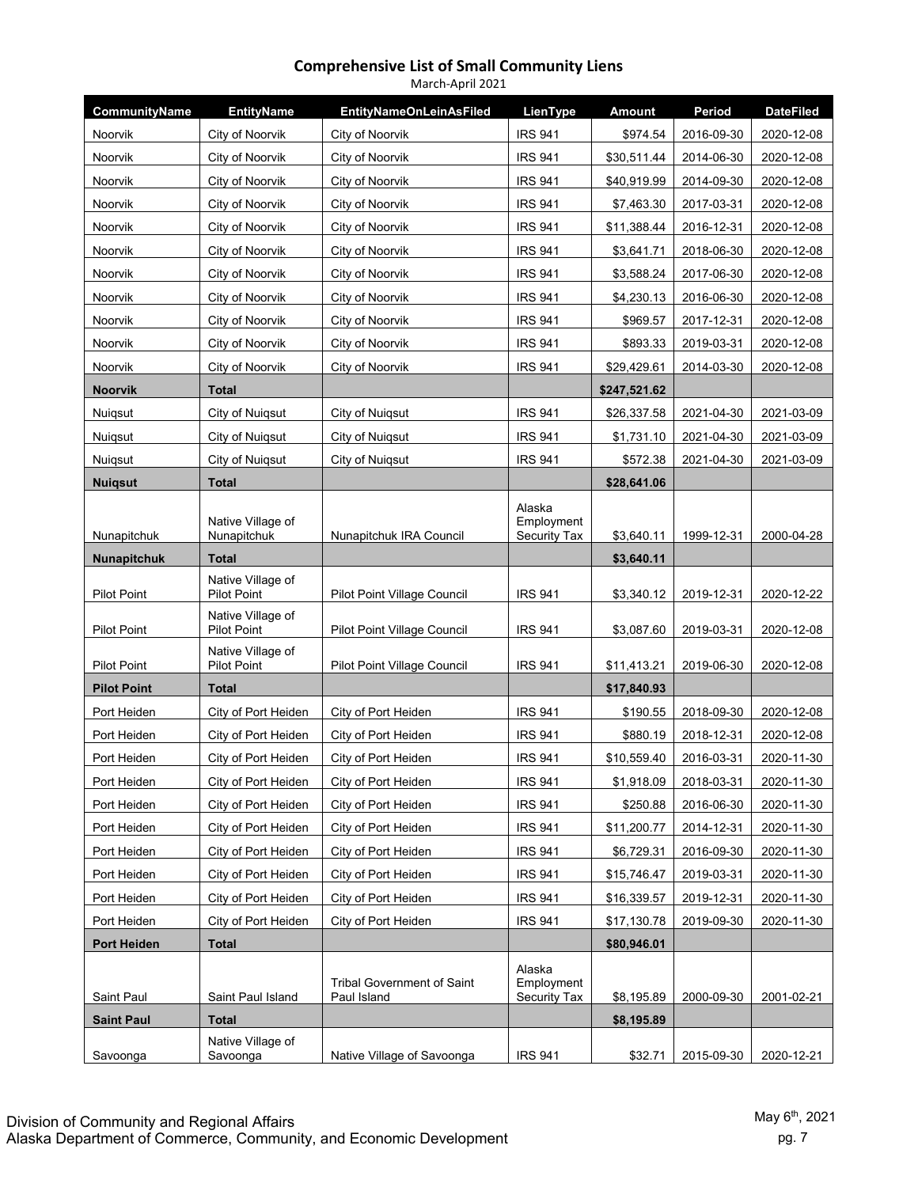## Comprehensive List of Small Community Liens

March-April 2021

| CommunityName | EntityName | EntityNameOnLeinAsFiled | LienType | Amount | Period | DateFiled |
|---|---|---|---|---|---|---|
| Noorvik | City of Noorvik | City of Noorvik | IRS 941 | $974.54 | 2016-09-30 | 2020-12-08 |
| Noorvik | City of Noorvik | City of Noorvik | IRS 941 | $30,511.44 | 2014-06-30 | 2020-12-08 |
| Noorvik | City of Noorvik | City of Noorvik | IRS 941 | $40,919.99 | 2014-09-30 | 2020-12-08 |
| Noorvik | City of Noorvik | City of Noorvik | IRS 941 | $7,463.30 | 2017-03-31 | 2020-12-08 |
| Noorvik | City of Noorvik | City of Noorvik | IRS 941 | $11,388.44 | 2016-12-31 | 2020-12-08 |
| Noorvik | City of Noorvik | City of Noorvik | IRS 941 | $3,641.71 | 2018-06-30 | 2020-12-08 |
| Noorvik | City of Noorvik | City of Noorvik | IRS 941 | $3,588.24 | 2017-06-30 | 2020-12-08 |
| Noorvik | City of Noorvik | City of Noorvik | IRS 941 | $4,230.13 | 2016-06-30 | 2020-12-08 |
| Noorvik | City of Noorvik | City of Noorvik | IRS 941 | $969.57 | 2017-12-31 | 2020-12-08 |
| Noorvik | City of Noorvik | City of Noorvik | IRS 941 | $893.33 | 2019-03-31 | 2020-12-08 |
| Noorvik | City of Noorvik | City of Noorvik | IRS 941 | $29,429.61 | 2014-03-30 | 2020-12-08 |
| **Noorvik** | **Total** | | | **$247,521.62** | | |
| Nuiqsut | City of Nuiqsut | City of Nuiqsut | IRS 941 | $26,337.58 | 2021-04-30 | 2021-03-09 |
| Nuiqsut | City of Nuiqsut | City of Nuiqsut | IRS 941 | $1,731.10 | 2021-04-30 | 2021-03-09 |
| Nuiqsut | City of Nuiqsut | City of Nuiqsut | IRS 941 | $572.38 | 2021-04-30 | 2021-03-09 |
| **Nuiqsut** | **Total** | | | **$28,641.06** | | |
| Nunapitchuk | Native Village of Nunapitchuk | Nunapitchuk IRA Council | Alaska Employment Security Tax | $3,640.11 | 1999-12-31 | 2000-04-28 |
| **Nunapitchuk** | **Total** | | | **$3,640.11** | | |
| Pilot Point | Native Village of Pilot Point | Pilot Point Village Council | IRS 941 | $3,340.12 | 2019-12-31 | 2020-12-22 |
| Pilot Point | Native Village of Pilot Point | Pilot Point Village Council | IRS 941 | $3,087.60 | 2019-03-31 | 2020-12-08 |
| Pilot Point | Native Village of Pilot Point | Pilot Point Village Council | IRS 941 | $11,413.21 | 2019-06-30 | 2020-12-08 |
| **Pilot Point** | **Total** | | | **$17,840.93** | | |
| Port Heiden | City of Port Heiden | City of Port Heiden | IRS 941 | $190.55 | 2018-09-30 | 2020-12-08 |
| Port Heiden | City of Port Heiden | City of Port Heiden | IRS 941 | $880.19 | 2018-12-31 | 2020-12-08 |
| Port Heiden | City of Port Heiden | City of Port Heiden | IRS 941 | $10,559.40 | 2016-03-31 | 2020-11-30 |
| Port Heiden | City of Port Heiden | City of Port Heiden | IRS 941 | $1,918.09 | 2018-03-31 | 2020-11-30 |
| Port Heiden | City of Port Heiden | City of Port Heiden | IRS 941 | $250.88 | 2016-06-30 | 2020-11-30 |
| Port Heiden | City of Port Heiden | City of Port Heiden | IRS 941 | $11,200.77 | 2014-12-31 | 2020-11-30 |
| Port Heiden | City of Port Heiden | City of Port Heiden | IRS 941 | $6,729.31 | 2016-09-30 | 2020-11-30 |
| Port Heiden | City of Port Heiden | City of Port Heiden | IRS 941 | $15,746.47 | 2019-03-31 | 2020-11-30 |
| Port Heiden | City of Port Heiden | City of Port Heiden | IRS 941 | $16,339.57 | 2019-12-31 | 2020-11-30 |
| Port Heiden | City of Port Heiden | City of Port Heiden | IRS 941 | $17,130.78 | 2019-09-30 | 2020-11-30 |
| **Port Heiden** | **Total** | | | **$80,946.01** | | |
| Saint Paul | Saint Paul Island | Tribal Government of Saint Paul Island | Alaska Employment Security Tax | $8,195.89 | 2000-09-30 | 2001-02-21 |
| **Saint Paul** | **Total** | | | **$8,195.89** | | |
| Savoonga | Native Village of Savoonga | Native Village of Savoonga | IRS 941 | $32.71 | 2015-09-30 | 2020-12-21 |

Division of Community and Regional Affairs
Alaska Department of Commerce, Community, and Economic Development

May 6th, 2021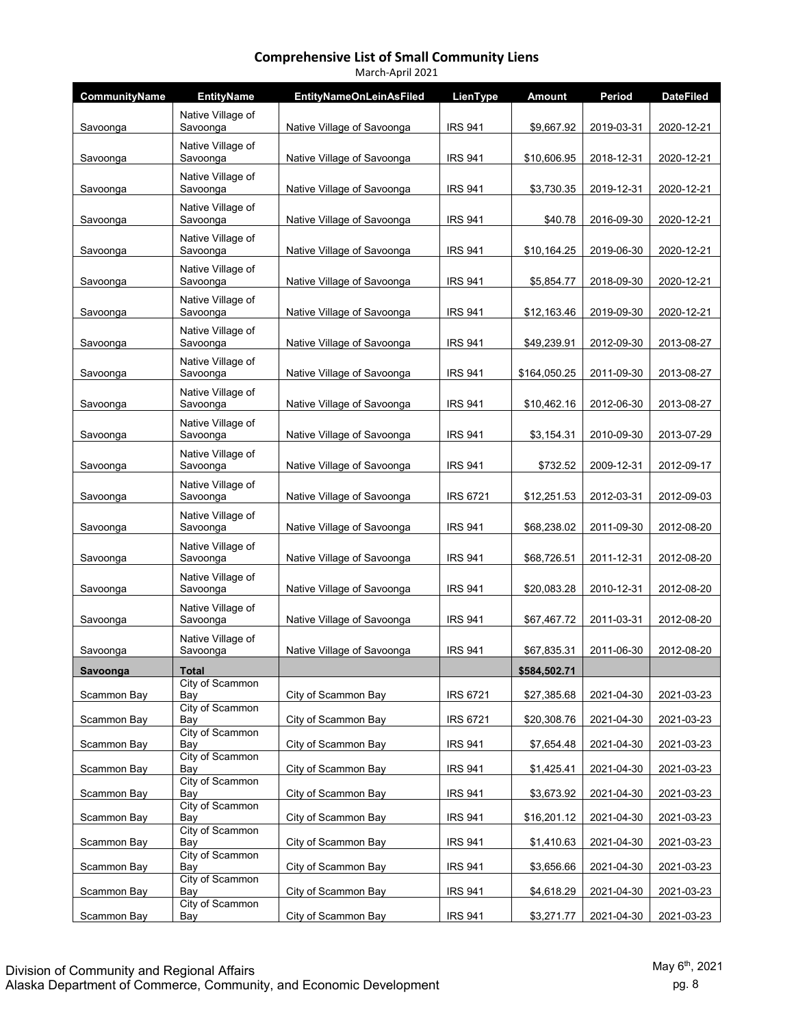## Comprehensive List of Small Community Liens

March-April 2021

| CommunityName | EntityName | EntityNameOnLeinAsFiled | LienType | Amount | Period | DateFiled |
|---|---|---|---|---|---|---|
| Savoonga | Native Village of Savoonga | Native Village of Savoonga | IRS 941 | $9,667.92 | 2019-03-31 | 2020-12-21 |
| Savoonga | Native Village of Savoonga | Native Village of Savoonga | IRS 941 | $10,606.95 | 2018-12-31 | 2020-12-21 |
| Savoonga | Native Village of Savoonga | Native Village of Savoonga | IRS 941 | $3,730.35 | 2019-12-31 | 2020-12-21 |
| Savoonga | Native Village of Savoonga | Native Village of Savoonga | IRS 941 | $40.78 | 2016-09-30 | 2020-12-21 |
| Savoonga | Native Village of Savoonga | Native Village of Savoonga | IRS 941 | $10,164.25 | 2019-06-30 | 2020-12-21 |
| Savoonga | Native Village of Savoonga | Native Village of Savoonga | IRS 941 | $5,854.77 | 2018-09-30 | 2020-12-21 |
| Savoonga | Native Village of Savoonga | Native Village of Savoonga | IRS 941 | $12,163.46 | 2019-09-30 | 2020-12-21 |
| Savoonga | Native Village of Savoonga | Native Village of Savoonga | IRS 941 | $49,239.91 | 2012-09-30 | 2013-08-27 |
| Savoonga | Native Village of Savoonga | Native Village of Savoonga | IRS 941 | $164,050.25 | 2011-09-30 | 2013-08-27 |
| Savoonga | Native Village of Savoonga | Native Village of Savoonga | IRS 941 | $10,462.16 | 2012-06-30 | 2013-08-27 |
| Savoonga | Native Village of Savoonga | Native Village of Savoonga | IRS 941 | $3,154.31 | 2010-09-30 | 2013-07-29 |
| Savoonga | Native Village of Savoonga | Native Village of Savoonga | IRS 941 | $732.52 | 2009-12-31 | 2012-09-17 |
| Savoonga | Native Village of Savoonga | Native Village of Savoonga | IRS 6721 | $12,251.53 | 2012-03-31 | 2012-09-03 |
| Savoonga | Native Village of Savoonga | Native Village of Savoonga | IRS 941 | $68,238.02 | 2011-09-30 | 2012-08-20 |
| Savoonga | Native Village of Savoonga | Native Village of Savoonga | IRS 941 | $68,726.51 | 2011-12-31 | 2012-08-20 |
| Savoonga | Native Village of Savoonga | Native Village of Savoonga | IRS 941 | $20,083.28 | 2010-12-31 | 2012-08-20 |
| Savoonga | Native Village of Savoonga | Native Village of Savoonga | IRS 941 | $67,467.72 | 2011-03-31 | 2012-08-20 |
| Savoonga | Native Village of Savoonga | Native Village of Savoonga | IRS 941 | $67,835.31 | 2011-06-30 | 2012-08-20 |
| **Savoonga** | **Total** | | | **$584,502.71** | | |
| Scammon Bay | City of Scammon Bay | City of Scammon Bay | IRS 6721 | $27,385.68 | 2021-04-30 | 2021-03-23 |
| Scammon Bay | City of Scammon Bay | City of Scammon Bay | IRS 6721 | $20,308.76 | 2021-04-30 | 2021-03-23 |
| Scammon Bay | City of Scammon Bay | City of Scammon Bay | IRS 941 | $7,654.48 | 2021-04-30 | 2021-03-23 |
| Scammon Bay | City of Scammon Bay | City of Scammon Bay | IRS 941 | $1,425.41 | 2021-04-30 | 2021-03-23 |
| Scammon Bay | City of Scammon Bay | City of Scammon Bay | IRS 941 | $3,673.92 | 2021-04-30 | 2021-03-23 |
| Scammon Bay | City of Scammon Bay | City of Scammon Bay | IRS 941 | $16,201.12 | 2021-04-30 | 2021-03-23 |
| Scammon Bay | City of Scammon Bay | City of Scammon Bay | IRS 941 | $1,410.63 | 2021-04-30 | 2021-03-23 |
| Scammon Bay | City of Scammon Bay | City of Scammon Bay | IRS 941 | $3,656.66 | 2021-04-30 | 2021-03-23 |
| Scammon Bay | City of Scammon Bay | City of Scammon Bay | IRS 941 | $4,618.29 | 2021-04-30 | 2021-03-23 |
| Scammon Bay | City of Scammon Bay | City of Scammon Bay | IRS 941 | $3,271.77 | 2021-04-30 | 2021-03-23 |

Division of Community and Regional Affairs
Alaska Department of Commerce, Community, and Economic Development

May 6th, 2021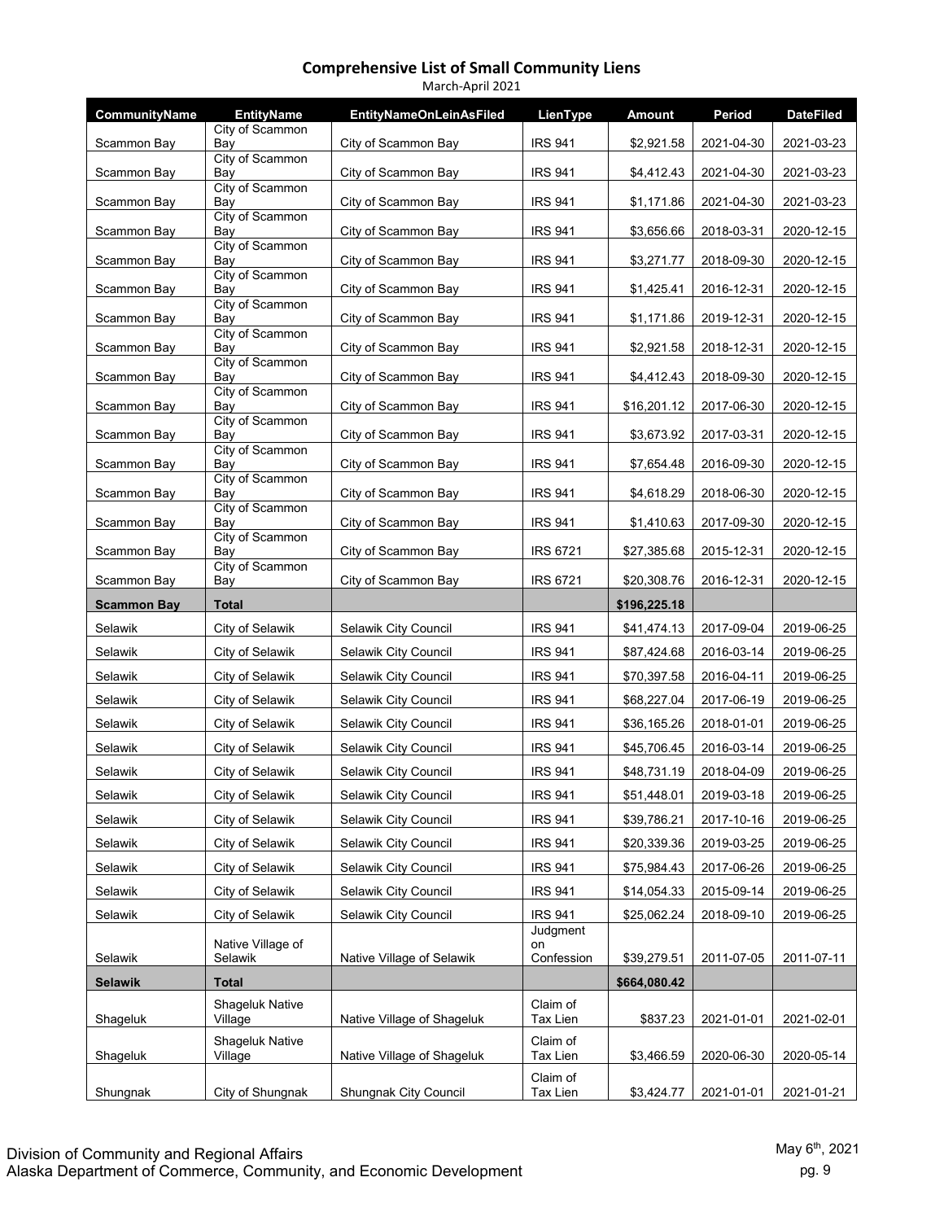# Comprehensive List of Small Community Liens

March-April 2021

| CommunityName | EntityName | EntityNameOnLeinAsFiled | LienType | Amount | Period | DateFiled |
|---|---|---|---|---|---|---|
| Scammon Bay | City of Scammon Bay | City of Scammon Bay | IRS 941 | $2,921.58 | 2021-04-30 | 2021-03-23 |
| Scammon Bay | City of Scammon Bay | City of Scammon Bay | IRS 941 | $4,412.43 | 2021-04-30 | 2021-03-23 |
| Scammon Bay | City of Scammon Bay | City of Scammon Bay | IRS 941 | $1,171.86 | 2021-04-30 | 2021-03-23 |
| Scammon Bay | City of Scammon Bay | City of Scammon Bay | IRS 941 | $3,656.66 | 2018-03-31 | 2020-12-15 |
| Scammon Bay | City of Scammon Bay | City of Scammon Bay | IRS 941 | $3,271.77 | 2018-09-30 | 2020-12-15 |
| Scammon Bay | City of Scammon Bay | City of Scammon Bay | IRS 941 | $1,425.41 | 2016-12-31 | 2020-12-15 |
| Scammon Bay | City of Scammon Bay | City of Scammon Bay | IRS 941 | $1,171.86 | 2019-12-31 | 2020-12-15 |
| Scammon Bay | City of Scammon Bay | City of Scammon Bay | IRS 941 | $2,921.58 | 2018-12-31 | 2020-12-15 |
| Scammon Bay | City of Scammon Bay | City of Scammon Bay | IRS 941 | $4,412.43 | 2018-09-30 | 2020-12-15 |
| Scammon Bay | City of Scammon Bay | City of Scammon Bay | IRS 941 | $16,201.12 | 2017-06-30 | 2020-12-15 |
| Scammon Bay | City of Scammon Bay | City of Scammon Bay | IRS 941 | $3,673.92 | 2017-03-31 | 2020-12-15 |
| Scammon Bay | City of Scammon Bay | City of Scammon Bay | IRS 941 | $7,654.48 | 2016-09-30 | 2020-12-15 |
| Scammon Bay | City of Scammon Bay | City of Scammon Bay | IRS 941 | $4,618.29 | 2018-06-30 | 2020-12-15 |
| Scammon Bay | City of Scammon Bay | City of Scammon Bay | IRS 941 | $1,410.63 | 2017-09-30 | 2020-12-15 |
| Scammon Bay | City of Scammon Bay | City of Scammon Bay | IRS 6721 | $27,385.68 | 2015-12-31 | 2020-12-15 |
| Scammon Bay | City of Scammon Bay | City of Scammon Bay | IRS 6721 | $20,308.76 | 2016-12-31 | 2020-12-15 |
| **Scammon Bay** | **Total** | | | **$196,225.18** | | |
| Selawik | City of Selawik | Selawik City Council | IRS 941 | $41,474.13 | 2017-09-04 | 2019-06-25 |
| Selawik | City of Selawik | Selawik City Council | IRS 941 | $87,424.68 | 2016-03-14 | 2019-06-25 |
| Selawik | City of Selawik | Selawik City Council | IRS 941 | $70,397.58 | 2016-04-11 | 2019-06-25 |
| Selawik | City of Selawik | Selawik City Council | IRS 941 | $68,227.04 | 2017-06-19 | 2019-06-25 |
| Selawik | City of Selawik | Selawik City Council | IRS 941 | $36,165.26 | 2018-01-01 | 2019-06-25 |
| Selawik | City of Selawik | Selawik City Council | IRS 941 | $45,706.45 | 2016-03-14 | 2019-06-25 |
| Selawik | City of Selawik | Selawik City Council | IRS 941 | $48,731.19 | 2018-04-09 | 2019-06-25 |
| Selawik | City of Selawik | Selawik City Council | IRS 941 | $51,448.01 | 2019-03-18 | 2019-06-25 |
| Selawik | City of Selawik | Selawik City Council | IRS 941 | $39,786.21 | 2017-10-16 | 2019-06-25 |
| Selawik | City of Selawik | Selawik City Council | IRS 941 | $20,339.36 | 2019-03-25 | 2019-06-25 |
| Selawik | City of Selawik | Selawik City Council | IRS 941 | $75,984.43 | 2017-06-26 | 2019-06-25 |
| Selawik | City of Selawik | Selawik City Council | IRS 941 | $14,054.33 | 2015-09-14 | 2019-06-25 |
| Selawik | City of Selawik | Selawik City Council | IRS 941 | $25,062.24 | 2018-09-10 | 2019-06-25 |
| Selawik | Native Village of Selawik | Native Village of Selawik | Judgment on Confession | $39,279.51 | 2011-07-05 | 2011-07-11 |
| **Selawik** | **Total** | | | **$664,080.42** | | |
| Shageluk | Shageluk Native Village | Native Village of Shageluk | Claim of Tax Lien | $837.23 | 2021-01-01 | 2021-02-01 |
| Shageluk | Shageluk Native Village | Native Village of Shageluk | Claim of Tax Lien | $3,466.59 | 2020-06-30 | 2020-05-14 |
| Shungnak | City of Shungnak | Shungnak City Council | Claim of Tax Lien | $3,424.77 | 2021-01-01 | 2021-01-21 |

Division of Community and Regional Affairs
Alaska Department of Commerce, Community, and Economic Development

May 6th, 2021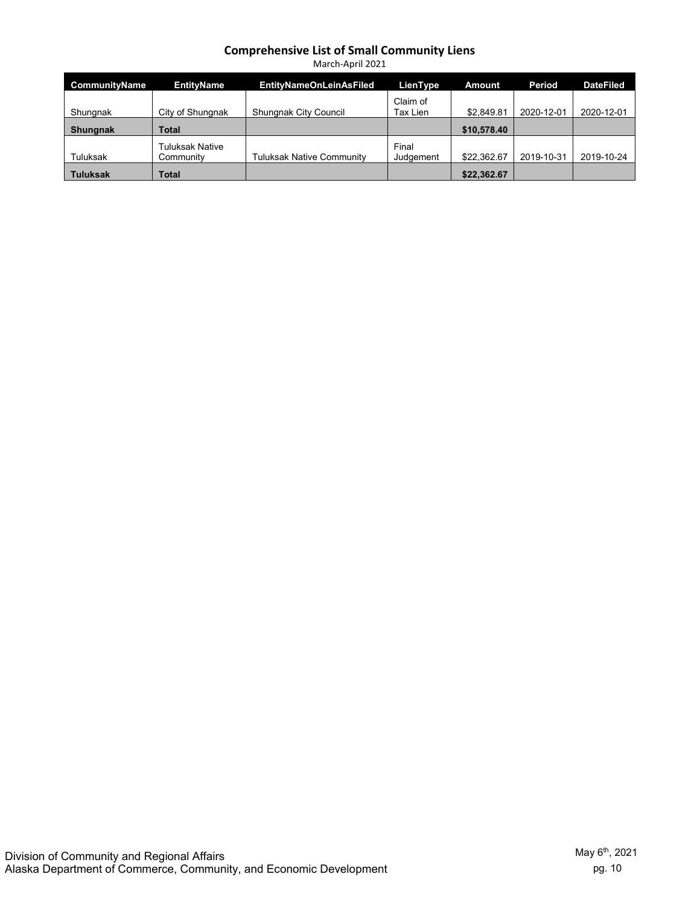## Comprehensive List of Small Community Liens

March-April 2021

| CommunityName | EntityName | EntityNameOnLeinAsFiled | LienType | Amount | Period | DateFiled |
|---|---|---|---|---|---|---|
| Shungnak | City of Shungnak | Shungnak City Council | Claim of Tax Lien | \$2,849.81 | 2020-12-01 | 2020-12-01 |
| **Shungnak** | **Total** | | | **\$10,578.40** | | |
| Tuluksak | Tuluksak Native Community | Tuluksak Native Community | Final Judgement | \$22,362.67 | 2019-10-31 | 2019-10-24 |
| **Tuluksak** | **Total** | | | **\$22,362.67** | | |

Division of Community and Regional Affairs
Alaska Department of Commerce, Community, and Economic Development

May 6th, 2021